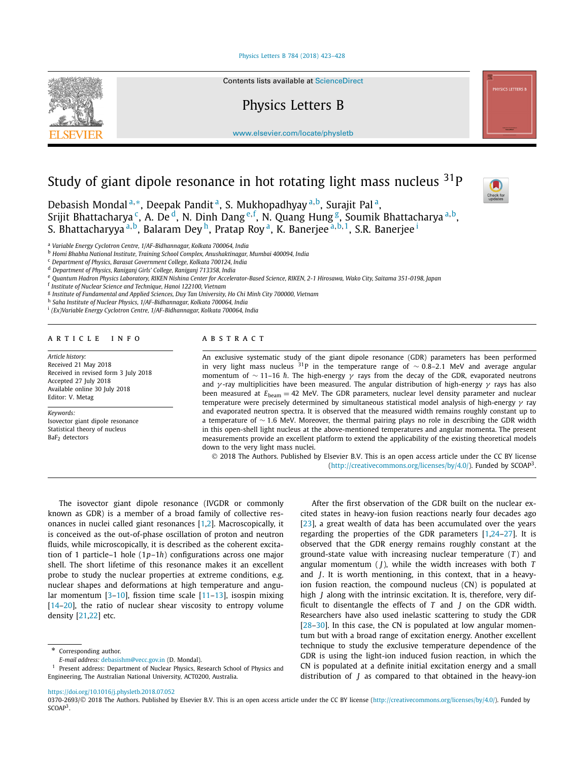# Study of giant dipole resonance in hot rotating light mass nucleus $^{31}$P

Debasish Mondal [a,*], Deepak Pandit [a], S. Mukhopadhyay [a,b], Surajit Pal [a], Srijit Bhattacharya [c], A. De [d], N. Dinh Dang [e,f], N. Quang Hung [g], Soumik Bhattacharya [a,b], S. Bhattacharyya [a,b], Balaram Dey [h], Pratap Roy [a], K. Banerjee [a,b,1], S.R. Banerjee [i]

[a] Variable Energy Cyclotron Centre, 1/AF-Bidhannagar, Kolkata 700064, India
[b] Homi Bhabha National Institute, Training School Complex, Anushaktinagar, Mumbai 400094, India
[c] Department of Physics, Barasat Government College, Kolkata 700124, India
[d] Department of Physics, Raniganj Girls' College, Raniganj 713358, India
[e] Quantum Hadron Physics Laboratory, RIKEN Nishina Center for Accelerator-Based Science, RIKEN, 2-1 Hirosawa, Wako City, Saitama 351-0198, Japan
[f] Institute of Nuclear Science and Technique, Hanoi 122100, Vietnam
[g] Institute of Fundamental and Applied Sciences, Duy Tan University, Ho Chi Minh City 700000, Vietnam
[h] Saha Institute of Nuclear Physics, 1/AF-Bidhannagar, Kolkata 700064, India
[i] (Ex)Variable Energy Cyclotron Centre, 1/AF-Bidhannagar, Kolkata 700064, India

## ARTICLE INFO

*Article history:*
Received 21 May 2018
Received in revised form 3 July 2018
Accepted 27 July 2018
Available online 30 July 2018
Editor: V. Metag

*Keywords:*
Isovector giant dipole resonance
Statistical theory of nucleus
$BaF_2$ detectors

## ABSTRACT

An exclusive systematic study of the giant dipole resonance (GDR) parameters has been performed in very light mass nucleus $^{31}$P in the temperature range of $\sim 0.8$–$2.1$ MeV and average angular momentum of $\sim 11$–$16$ $\hbar$. The high-energy $\gamma$ rays from the decay of the GDR, evaporated neutrons and $\gamma$-ray multiplicities have been measured. The angular distribution of high-energy $\gamma$ rays has also been measured at $E_{\text{beam}} = 42$ MeV. The GDR parameters, nuclear level density parameter and nuclear temperature were precisely determined by simultaneous statistical model analysis of high-energy $\gamma$ ray and evaporated neutron spectra. It is observed that the measured width remains roughly constant up to a temperature of $\sim 1.6$ MeV. Moreover, the thermal pairing plays no role in describing the GDR width in this open-shell light nucleus at the above-mentioned temperatures and angular momenta. The present measurements provide an excellent platform to extend the applicability of the existing theoretical models down to the very light mass nuclei.

© 2018 The Authors. Published by Elsevier B.V. This is an open access article under the CC BY license (http://creativecommons.org/licenses/by/4.0/). Funded by SCOAP³.

The isovector giant dipole resonance (IVGDR or commonly known as GDR) is a member of a broad family of collective resonances in nuclei called giant resonances [1,2]. Macroscopically, it is conceived as the out-of-phase oscillation of proton and neutron fluids, while microscopically, it is described as the coherent excitation of 1 particle–1 hole ($1p$–$1h$) configurations across one major shell. The short lifetime of this resonance makes it an excellent probe to study the nuclear properties at extreme conditions, e.g. nuclear shapes and deformations at high temperature and angular momentum [3–10], fission time scale [11–13], isospin mixing [14–20], the ratio of nuclear shear viscosity to entropy volume density [21,22] etc.

After the first observation of the GDR built on the nuclear excited states in heavy-ion fusion reactions nearly four decades ago [23], a great wealth of data has been accumulated over the years regarding the properties of the GDR parameters [1,24–27]. It is observed that the GDR energy remains roughly constant at the ground-state value with increasing nuclear temperature ($T$) and angular momentum ($J$), while the width increases with both $T$ and $J$. It is worth mentioning, in this context, that in a heavy-ion fusion reaction, the compound nucleus (CN) is populated at high $J$ along with the intrinsic excitation. It is, therefore, very difficult to disentangle the effects of $T$ and $J$ on the GDR width. Researchers have also used inelastic scattering to study the GDR [28–30]. In this case, the CN is populated at low angular momentum but with a broad range of excitation energy. Another excellent technique to study the exclusive temperature dependence of the GDR is using the light-ion induced fusion reaction, in which the CN is populated at a definite initial excitation energy and a small distribution of $J$ as compared to that obtained in the heavy-ion

\* Corresponding author.
*E-mail address:* debasishm@vecc.gov.in (D. Mondal).
[1] Present address: Department of Nuclear Physics, Research School of Physics and Engineering, The Australian National University, ACT0200, Australia.

https://doi.org/10.1016/j.physletb.2018.07.052
0370-2693/© 2018 The Authors. Published by Elsevier B.V. This is an open access article under the CC BY license (http://creativecommons.org/licenses/by/4.0/). Funded by SCOAP³.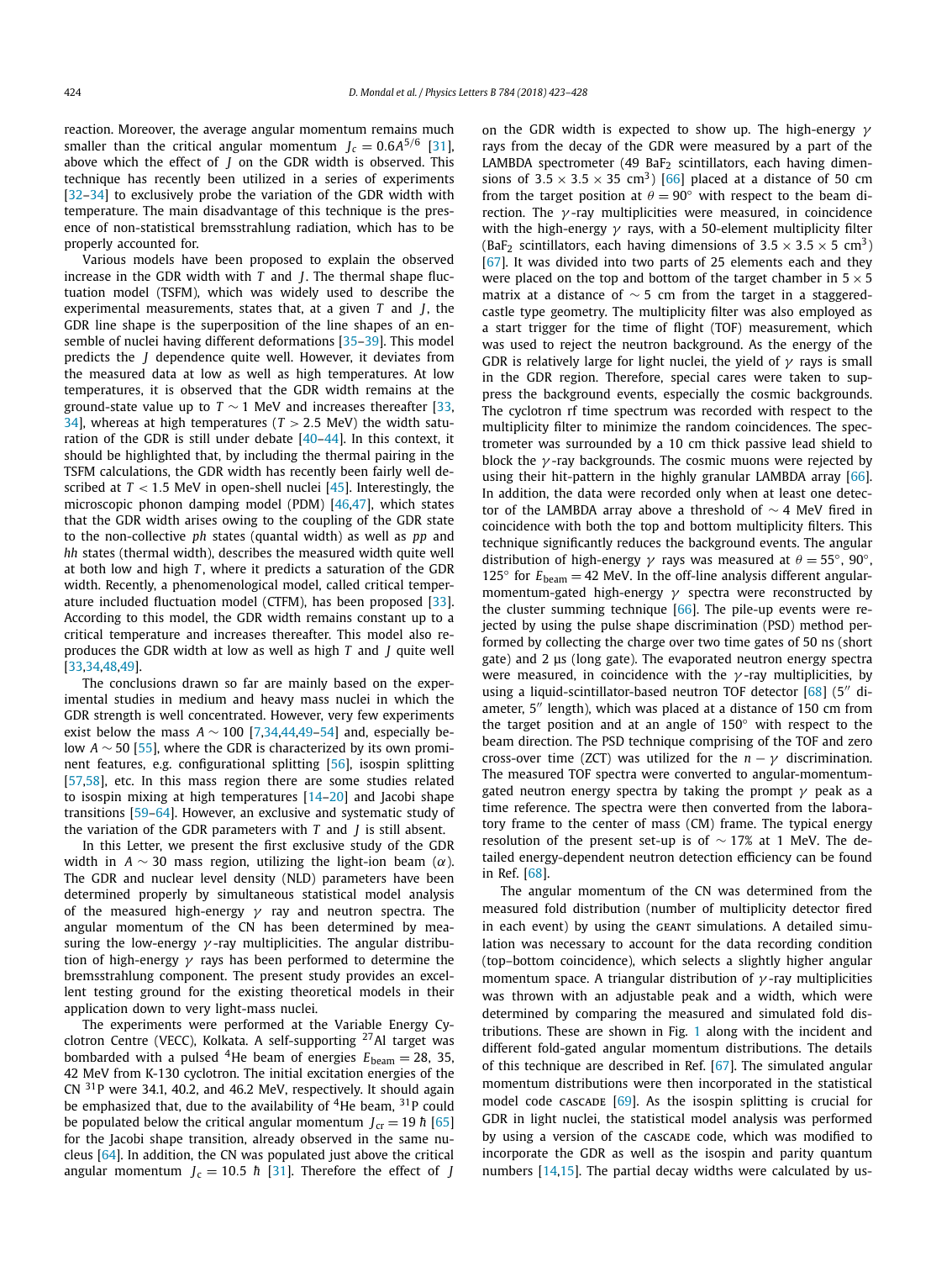reaction. Moreover, the average angular momentum remains much smaller than the critical angular momentum $J_c = 0.6A^{5/6}$ [31], above which the effect of $J$ on the GDR width is observed. This technique has recently been utilized in a series of experiments [32–34] to exclusively probe the variation of the GDR width with temperature. The main disadvantage of this technique is the presence of non-statistical bremsstrahlung radiation, which has to be properly accounted for.

Various models have been proposed to explain the observed increase in the GDR width with $T$ and $J$. The thermal shape fluctuation model (TSFM), which was widely used to describe the experimental measurements, states that, at a given $T$ and $J$, the GDR line shape is the superposition of the line shapes of an ensemble of nuclei having different deformations [35–39]. This model predicts the $J$ dependence quite well. However, it deviates from the measured data at low as well as high temperatures. At low temperatures, it is observed that the GDR width remains at the ground-state value up to $T \sim 1$ MeV and increases thereafter [33, 34], whereas at high temperatures ($T > 2.5$ MeV) the width saturation of the GDR is still under debate [40–44]. In this context, it should be highlighted that, by including the thermal pairing in the TSFM calculations, the GDR width has recently been fairly well described at $T < 1.5$ MeV in open-shell nuclei [45]. Interestingly, the microscopic phonon damping model (PDM) [46,47], which states that the GDR width arises owing to the coupling of the GDR state to the non-collective *ph* states (quantal width) as well as *pp* and *hh* states (thermal width), describes the measured width quite well at both low and high $T$, where it predicts a saturation of the GDR width. Recently, a phenomenological model, called critical temperature included fluctuation model (CTFM), has been proposed [33]. According to this model, the GDR width remains constant up to a critical temperature and increases thereafter. This model also reproduces the GDR width at low as well as high $T$ and $J$ quite well [33,34,48,49].

The conclusions drawn so far are mainly based on the experimental studies in medium and heavy mass nuclei in which the GDR strength is well concentrated. However, very few experiments exist below the mass $A \sim 100$ [7,34,44,49–54] and, especially below $A \sim 50$ [55], where the GDR is characterized by its own prominent features, e.g. configurational splitting [56], isospin splitting [57,58], etc. In this mass region there are some studies related to isospin mixing at high temperatures [14–20] and Jacobi shape transitions [59–64]. However, an exclusive and systematic study of the variation of the GDR parameters with $T$ and $J$ is still absent.

In this Letter, we present the first exclusive study of the GDR width in $A \sim 30$ mass region, utilizing the light-ion beam ($\alpha$). The GDR and nuclear level density (NLD) parameters have been determined properly by simultaneous statistical model analysis of the measured high-energy $\gamma$ ray and neutron spectra. The angular momentum of the CN has been determined by measuring the low-energy $\gamma$-ray multiplicities. The angular distribution of high-energy $\gamma$ rays has been performed to determine the bremsstrahlung component. The present study provides an excellent testing ground for the existing theoretical models in their application down to very light-mass nuclei.

The experiments were performed at the Variable Energy Cyclotron Centre (VECC), Kolkata. A self-supporting $^{27}$Al target was bombarded with a pulsed $^{4}$He beam of energies $E_{\text{beam}} = 28$, 35, 42 MeV from K-130 cyclotron. The initial excitation energies of the CN $^{31}$P were 34.1, 40.2, and 46.2 MeV, respectively. It should again be emphasized that, due to the availability of $^{4}$He beam, $^{31}$P could be populated below the critical angular momentum $J_{\text{cr}} = 19\ \hbar$ [65] for the Jacobi shape transition, already observed in the same nucleus [64]. In addition, the CN was populated just above the critical angular momentum $J_c = 10.5\ \hbar$ [31]. Therefore the effect of $J$ on the GDR width is expected to show up. The high-energy $\gamma$ rays from the decay of the GDR were measured by a part of the LAMBDA spectrometer (49 $BaF_2$ scintillators, each having dimensions of $3.5 \times 3.5 \times 35$ cm$^3$) [66] placed at a distance of 50 cm from the target position at $\theta = 90°$ with respect to the beam direction. The $\gamma$-ray multiplicities were measured, in coincidence with the high-energy $\gamma$ rays, with a 50-element multiplicity filter ($BaF_2$ scintillators, each having dimensions of $3.5 \times 3.5 \times 5$ cm$^3$) [67]. It was divided into two parts of 25 elements each and they were placed on the top and bottom of the target chamber in $5 \times 5$ matrix at a distance of $\sim 5$ cm from the target in a staggered-castle type geometry. The multiplicity filter was also employed as a start trigger for the time of flight (TOF) measurement, which was used to reject the neutron background. As the energy of the GDR is relatively large for light nuclei, the yield of $\gamma$ rays is small in the GDR region. Therefore, special cares were taken to suppress the background events, especially the cosmic backgrounds. The cyclotron rf time spectrum was recorded with respect to the multiplicity filter to minimize the random coincidences. The spectrometer was surrounded by a 10 cm thick passive lead shield to block the $\gamma$-ray backgrounds. The cosmic muons were rejected by using their hit-pattern in the highly granular LAMBDA array [66]. In addition, the data were recorded only when at least one detector of the LAMBDA array above a threshold of $\sim 4$ MeV fired in coincidence with both the top and bottom multiplicity filters. This technique significantly reduces the background events. The angular distribution of high-energy $\gamma$ rays was measured at $\theta = 55°$, 90°, 125° for $E_{\text{beam}} = 42$ MeV. In the off-line analysis different angular-momentum-gated high-energy $\gamma$ spectra were reconstructed by the cluster summing technique [66]. The pile-up events were rejected by using the pulse shape discrimination (PSD) method performed by collecting the charge over two time gates of 50 ns (short gate) and 2 μs (long gate). The evaporated neutron energy spectra were measured, in coincidence with the $\gamma$-ray multiplicities, by using a liquid-scintillator-based neutron TOF detector [68] (5″ diameter, 5″ length), which was placed at a distance of 150 cm from the target position and at an angle of 150° with respect to the beam direction. The PSD technique comprising of the TOF and zero cross-over time (ZCT) was utilized for the $n - \gamma$ discrimination. The measured TOF spectra were converted to angular-momentum-gated neutron energy spectra by taking the prompt $\gamma$ peak as a time reference. The spectra were then converted from the laboratory frame to the center of mass (CM) frame. The typical energy resolution of the present set-up is of $\sim 17$% at 1 MeV. The detailed energy-dependent neutron detection efficiency can be found in Ref. [68].

The angular momentum of the CN was determined from the measured fold distribution (number of multiplicity detector fired in each event) by using the GEANT simulations. A detailed simulation was necessary to account for the data recording condition (top–bottom coincidence), which selects a slightly higher angular momentum space. A triangular distribution of $\gamma$-ray multiplicities was thrown with an adjustable peak and a width, which were determined by comparing the measured and simulated fold distributions. These are shown in Fig. 1 along with the incident and different fold-gated angular momentum distributions. The details of this technique are described in Ref. [67]. The simulated angular momentum distributions were then incorporated in the statistical model code CASCADE [69]. As the isospin splitting is crucial for GDR in light nuclei, the statistical model analysis was performed by using a version of the CASCADE code, which was modified to incorporate the GDR as well as the isospin and parity quantum numbers [14,15]. The partial decay widths were calculated by us-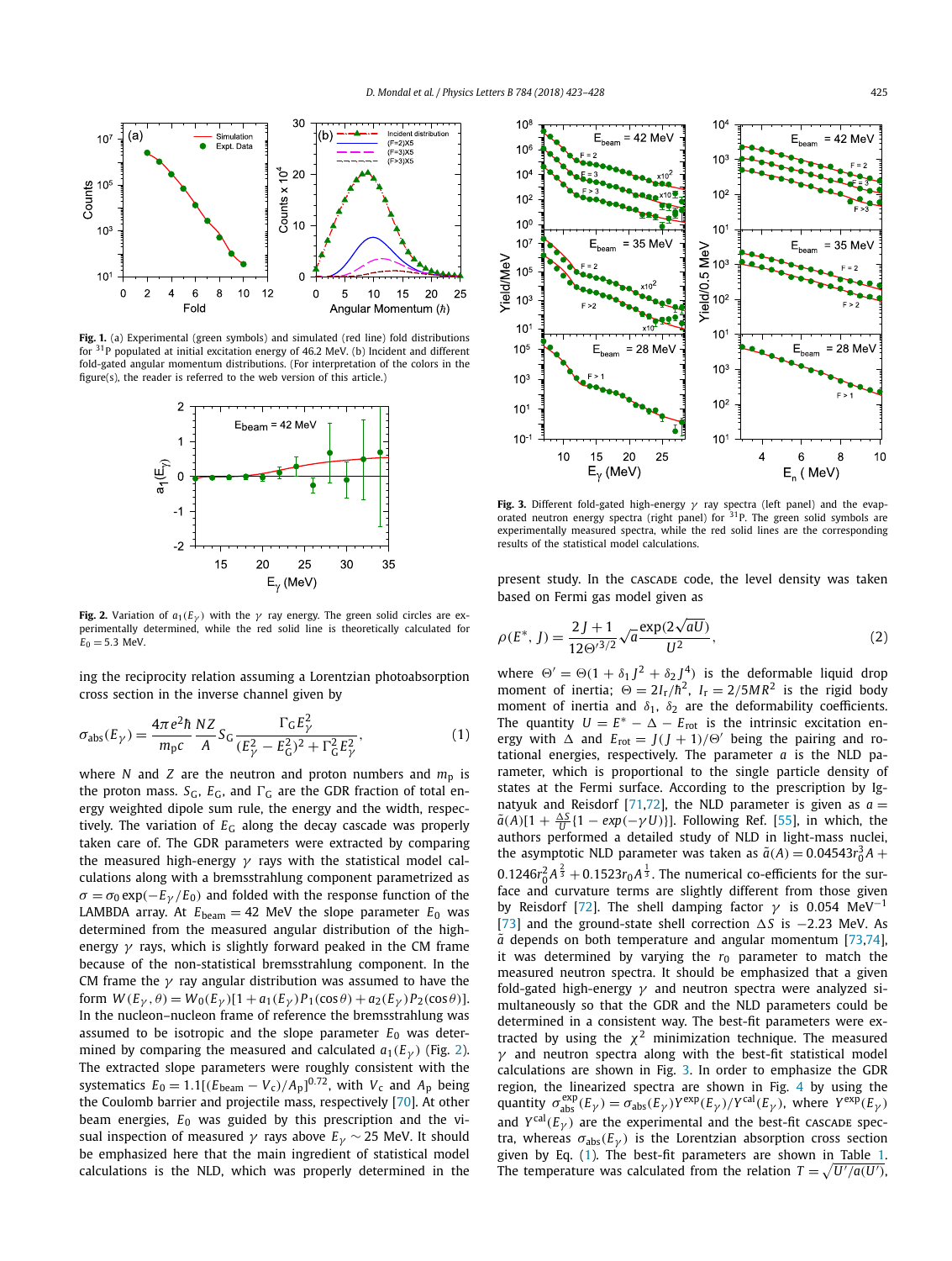**Fig. 1.** (a) Experimental (green symbols) and simulated (red line) fold distributions for $^{31}$P populated at initial excitation energy of 46.2 MeV. (b) Incident and different fold-gated angular momentum distributions. (For interpretation of the colors in the figure(s), the reader is referred to the web version of this article.)

**Fig. 2.** Variation of $a_1(E_\gamma)$ with the $\gamma$ ray energy. The green solid circles are experimentally determined, while the red solid line is theoretically calculated for $E_0 = 5.3$ MeV.

ing the reciprocity relation assuming a Lorentzian photoabsorption cross section in the inverse channel given by

$$\sigma_{\text{abs}}(E_\gamma) = \frac{4\pi e^2\hbar}{m_p c}\frac{NZ}{A}S_G\frac{\Gamma_G E_\gamma^2}{(E_\gamma^2 - E_G^2)^2 + \Gamma_G^2 E_\gamma^2}, \tag{1}$$

where $N$ and $Z$ are the neutron and proton numbers and $m_p$ is the proton mass. $S_G$, $E_G$, and $\Gamma_G$ are the GDR fraction of total energy weighted dipole sum rule, the energy and the width, respectively. The variation of $E_G$ along the decay cascade was properly taken care of. The GDR parameters were extracted by comparing the measured high-energy $\gamma$ rays with the statistical model calculations along with a bremsstrahlung component parametrized as $\sigma = \sigma_0 \exp(-E_\gamma/E_0)$ and folded with the response function of the LAMBDA array. At $E_{\text{beam}} = 42$ MeV the slope parameter $E_0$ was determined from the measured angular distribution of the high-energy $\gamma$ rays, which is slightly forward peaked in the CM frame because of the non-statistical bremsstrahlung component. In the CM frame the $\gamma$ ray angular distribution was assumed to have the form $W(E_\gamma, \theta) = W_0(E_\gamma)[1 + a_1(E_\gamma)P_1(\cos\theta) + a_2(E_\gamma)P_2(\cos\theta)]$. In the nucleon–nucleon frame of reference the bremsstrahlung was assumed to be isotropic and the slope parameter $E_0$ was determined by comparing the measured and calculated $a_1(E_\gamma)$ (Fig. 2). The extracted slope parameters were roughly consistent with the systematics $E_0 = 1.1[(E_{\text{beam}} - V_c)/A_p]^{0.72}$, with $V_c$ and $A_p$ being the Coulomb barrier and projectile mass, respectively [70]. At other beam energies, $E_0$ was guided by this prescription and the visual inspection of measured $\gamma$ rays above $E_\gamma \sim 25$ MeV. It should be emphasized here that the main ingredient of statistical model calculations is the NLD, which was properly determined in the present study. In the CASCADE code, the level density was taken based on Fermi gas model given as

**Fig. 3.** Different fold-gated high-energy $\gamma$ ray spectra (left panel) and the evaporated neutron energy spectra (right panel) for $^{31}$P. The green solid symbols are experimentally measured spectra, while the red solid lines are the corresponding results of the statistical model calculations.

$$\rho(E^*, J) = \frac{2J+1}{12\Theta'^{3/2}}\sqrt{a}\frac{\exp(2\sqrt{aU})}{U^2}, \tag{2}$$

where $\Theta' = \Theta(1 + \delta_1 J^2 + \delta_2 J^4)$ is the deformable liquid drop moment of inertia; $\Theta = 2I_r/\hbar^2$, $I_r = 2/5MR^2$ is the rigid body moment of inertia and $\delta_1$, $\delta_2$ are the deformability coefficients. The quantity $U = E^* - \Delta - E_{\text{rot}}$ is the intrinsic excitation energy with $\Delta$ and $E_{\text{rot}} = J(J+1)/\Theta'$ being the pairing and rotational energies, respectively. The parameter $a$ is the NLD parameter, which is proportional to the single particle density of states at the Fermi surface. According to the prescription by Ignatyuk and Reisdorf [71,72], the NLD parameter is given as $a = \tilde{a}(A)[1 + \frac{\Delta S}{U}\{1 - exp(-\gamma U)\}]$. Following Ref. [55], in which, the authors performed a detailed study of NLD in light-mass nuclei, the asymptotic NLD parameter was taken as $\tilde{a}(A) = 0.04543r_0^3 A + 0.1246r_0^2 A^{\frac{2}{3}} + 0.1523r_0 A^{\frac{1}{3}}$. The numerical co-efficients for the surface and curvature terms are slightly different from those given by Reisdorf [72]. The shell damping factor $\gamma$ is 0.054 MeV$^{-1}$ [73] and the ground-state shell correction $\Delta S$ is $-2.23$ MeV. As $\tilde{a}$ depends on both temperature and angular momentum [73,74], it was determined by varying the $r_0$ parameter to match the measured neutron spectra. It should be emphasized that a given fold-gated high-energy $\gamma$ and neutron spectra were analyzed simultaneously so that the GDR and the NLD parameters could be determined in a consistent way. The best-fit parameters were extracted by using the $\chi^2$ minimization technique. The measured $\gamma$ and neutron spectra along with the best-fit statistical model calculations are shown in Fig. 3. In order to emphasize the GDR region, the linearized spectra are shown in Fig. 4 by using the quantity $\sigma_{\text{abs}}^{\text{exp}}(E_\gamma) = \sigma_{\text{abs}}(E_\gamma)Y^{\text{exp}}(E_\gamma)/Y^{\text{cal}}(E_\gamma)$, where $Y^{\text{exp}}(E_\gamma)$ and $Y^{\text{cal}}(E_\gamma)$ are the experimental and the best-fit CASCADE spectra, whereas $\sigma_{\text{abs}}(E_\gamma)$ is the Lorentzian absorption cross section given by Eq. (1). The best-fit parameters are shown in Table 1. The temperature was calculated from the relation $T = \sqrt{U'/a(U')}$,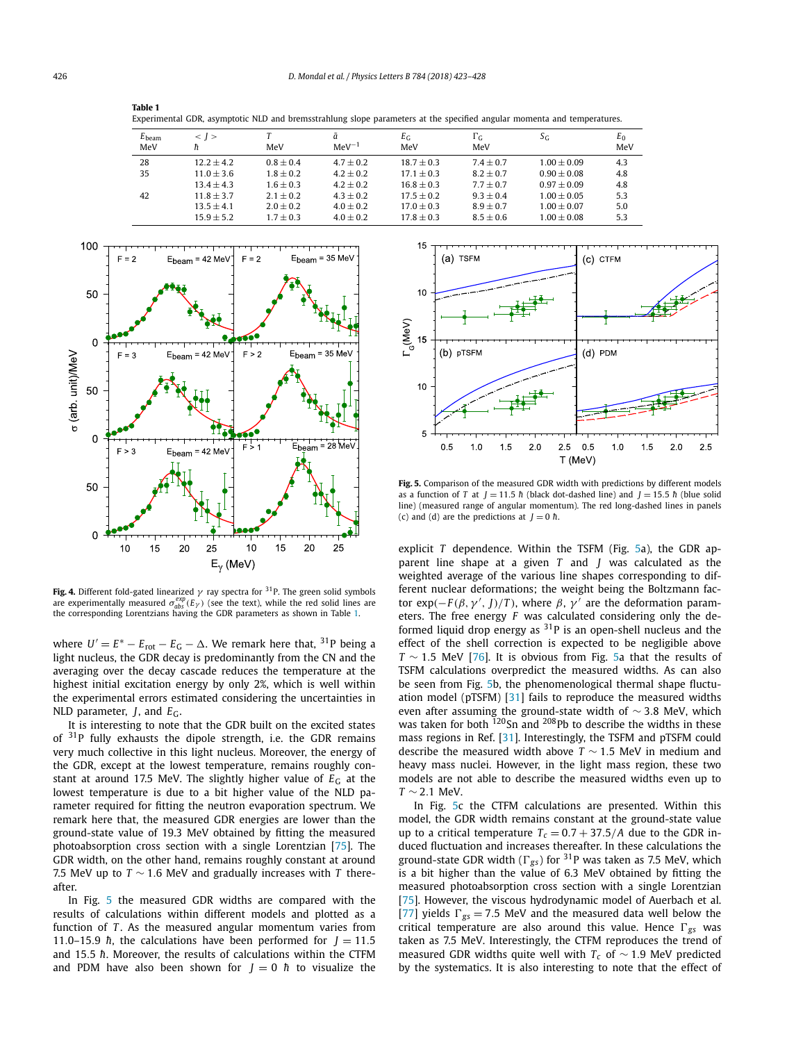**Table 1**
Experimental GDR, asymptotic NLD and bremsstrahlung slope parameters at the specified angular momenta and temperatures.

| $E_{beam}$ MeV | $< J >$ $\hbar$ | $T$ MeV | $\tilde{a}$ MeV$^{-1}$ | $E_G$ MeV | $\Gamma_G$ MeV | $S_G$ | $E_0$ MeV |
|---|---|---|---|---|---|---|---|
| 28 | $12.2 \pm 4.2$ | $0.8 \pm 0.4$ | $4.7 \pm 0.2$ | $18.7 \pm 0.3$ | $7.4 \pm 0.7$ | $1.00 \pm 0.09$ | 4.3 |
| 35 | $11.0 \pm 3.6$ | $1.8 \pm 0.2$ | $4.2 \pm 0.2$ | $17.1 \pm 0.3$ | $8.2 \pm 0.7$ | $0.90 \pm 0.08$ | 4.8 |
| | $13.4 \pm 4.3$ | $1.6 \pm 0.3$ | $4.2 \pm 0.2$ | $16.8 \pm 0.3$ | $7.7 \pm 0.7$ | $0.97 \pm 0.09$ | 4.8 |
| 42 | $11.8 \pm 3.7$ | $2.1 \pm 0.2$ | $4.3 \pm 0.2$ | $17.5 \pm 0.2$ | $9.3 \pm 0.4$ | $1.00 \pm 0.05$ | 5.3 |
| | $13.5 \pm 4.1$ | $2.0 \pm 0.2$ | $4.0 \pm 0.2$ | $17.0 \pm 0.3$ | $8.9 \pm 0.7$ | $1.00 \pm 0.07$ | 5.0 |
| | $15.9 \pm 5.2$ | $1.7 \pm 0.3$ | $4.0 \pm 0.2$ | $17.8 \pm 0.3$ | $8.5 \pm 0.6$ | $1.00 \pm 0.08$ | 5.3 |

**Fig. 4.** Different fold-gated linearized $\gamma$ ray spectra for $^{31}$P. The green solid symbols are experimentally measured $\sigma_{abs}^{exp}(E_\gamma)$ (see the text), while the red solid lines are the corresponding Lorentzians having the GDR parameters as shown in Table 1.

where $U' = E^* - E_{rot} - E_G - \Delta$. We remark here that, $^{31}$P being a light nucleus, the GDR decay is predominantly from the CN and the averaging over the decay cascade reduces the temperature at the highest initial excitation energy by only 2%, which is well within the experimental errors estimated considering the uncertainties in NLD parameter, $J$, and $E_G$.

It is interesting to note that the GDR built on the excited states of $^{31}$P fully exhausts the dipole strength, i.e. the GDR remains very much collective in this light nucleus. Moreover, the energy of the GDR, except at the lowest temperature, remains roughly constant at around 17.5 MeV. The slightly higher value of $E_G$ at the lowest temperature is due to a bit higher value of the NLD parameter required for fitting the neutron evaporation spectrum. We remark here that, the measured GDR energies are lower than the ground-state value of 19.3 MeV obtained by fitting the measured photoabsorption cross section with a single Lorentzian [75]. The GDR width, on the other hand, remains roughly constant at around 7.5 MeV up to $T \sim 1.6$ MeV and gradually increases with $T$ thereafter.

In Fig. 5 the measured GDR widths are compared with the results of calculations within different models and plotted as a function of $T$. As the measured angular momentum varies from 11.0–15.9 $\hbar$, the calculations have been performed for $J = 11.5$ and 15.5 $\hbar$. Moreover, the results of calculations within the CTFM and PDM have also been shown for $J = 0$ $\hbar$ to visualize the explicit $T$ dependence. Within the TSFM (Fig. 5a), the GDR apparent line shape at a given $T$ and $J$ was calculated as the weighted average of the various line shapes corresponding to different nuclear deformations; the weight being the Boltzmann factor $\exp(-F(\beta, \gamma', J)/T)$, where $\beta$, $\gamma'$ are the deformation parameters. The free energy $F$ was calculated considering only the deformed liquid drop energy as $^{31}$P is an open-shell nucleus and the effect of the shell correction is expected to be negligible above $T \sim 1.5$ MeV [76]. It is obvious from Fig. 5a that the results of TSFM calculations overpredict the measured widths. As can also be seen from Fig. 5b, the phenomenological thermal shape fluctuation model (pTSFM) [31] fails to reproduce the measured widths even after assuming the ground-state width of $\sim 3.8$ MeV, which was taken for both $^{120}$Sn and $^{208}$Pb to describe the widths in these mass regions in Ref. [31]. Interestingly, the TSFM and pTSFM could describe the measured width above $T \sim 1.5$ MeV in medium and heavy mass nuclei. However, in the light mass region, these two models are not able to describe the measured widths even up to $T \sim 2.1$ MeV.

**Fig. 5.** Comparison of the measured GDR width with predictions by different models as a function of $T$ at $J = 11.5$ $\hbar$ (black dot-dashed line) and $J = 15.5$ $\hbar$ (blue solid line) (measured range of angular momentum). The red long-dashed lines in panels (c) and (d) are the predictions at $J = 0$ $\hbar$.

In Fig. 5c the CTFM calculations are presented. Within this model, the GDR width remains constant at the ground-state value up to a critical temperature $T_c = 0.7 + 37.5/A$ due to the GDR induced fluctuation and increases thereafter. In these calculations the ground-state GDR width ($\Gamma_{gs}$) for $^{31}$P was taken as 7.5 MeV, which is a bit higher than the value of 6.3 MeV obtained by fitting the measured photoabsorption cross section with a single Lorentzian [75]. However, the viscous hydrodynamic model of Auerbach et al. [77] yields $\Gamma_{gs} = 7.5$ MeV and the measured data well below the critical temperature are also around this value. Hence $\Gamma_{gs}$ was taken as 7.5 MeV. Interestingly, the CTFM reproduces the trend of measured GDR widths quite well with $T_c$ of $\sim 1.9$ MeV predicted by the systematics. It is also interesting to note that the effect of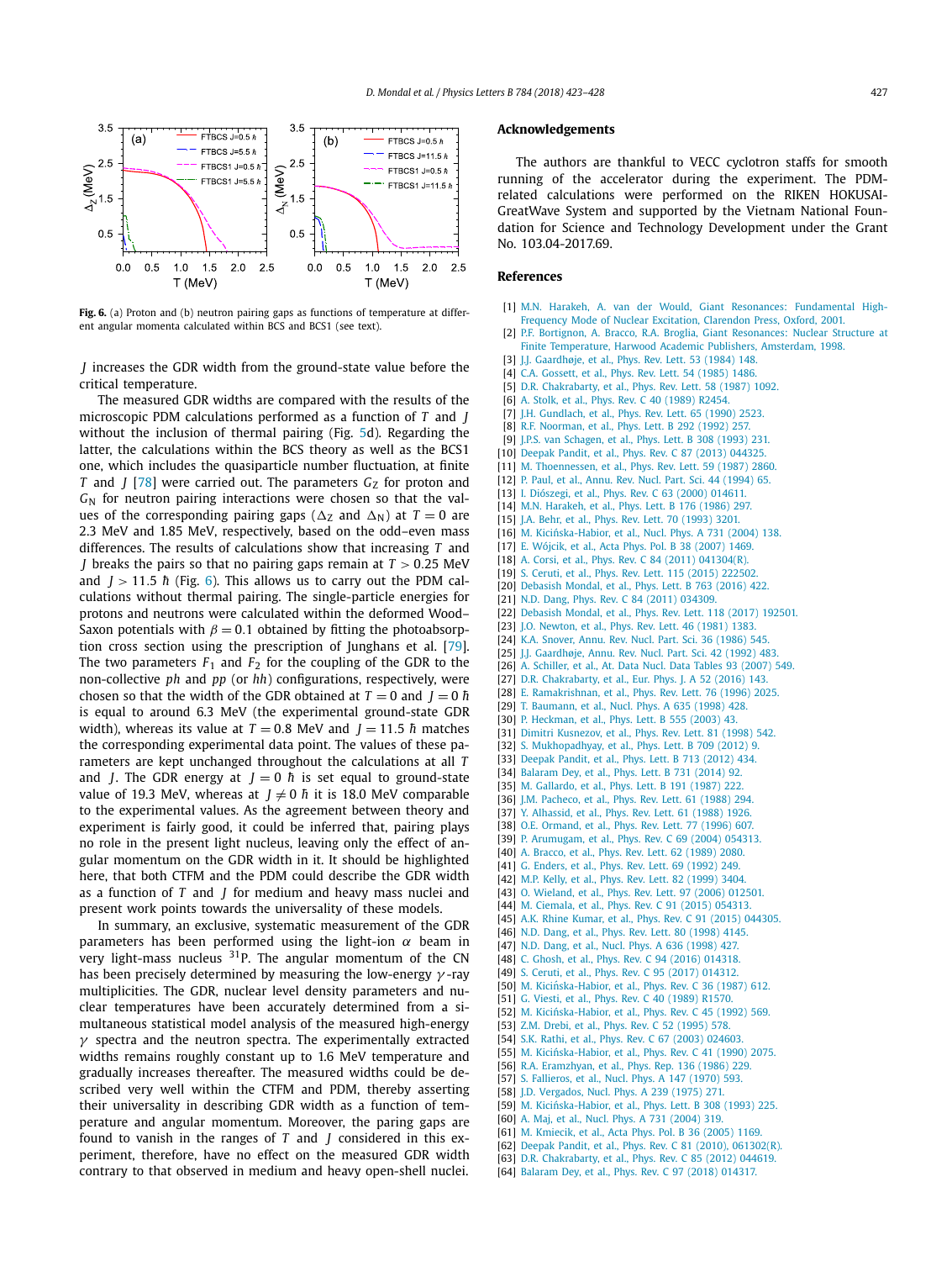**Fig. 6.** (a) Proton and (b) neutron pairing gaps as functions of temperature at different angular momenta calculated within BCS and BCS1 (see text).

$J$ increases the GDR width from the ground-state value before the critical temperature.

The measured GDR widths are compared with the results of the microscopic PDM calculations performed as a function of $T$ and $J$ without the inclusion of thermal pairing (Fig. 5d). Regarding the latter, the calculations within the BCS theory as well as the BCS1 one, which includes the quasiparticle number fluctuation, at finite $T$ and $J$ [78] were carried out. The parameters $G_Z$ for proton and $G_N$ for neutron pairing interactions were chosen so that the values of the corresponding pairing gaps ($\Delta_Z$ and $\Delta_N$) at $T = 0$ are 2.3 MeV and 1.85 MeV, respectively, based on the odd–even mass differences. The results of calculations show that increasing $T$ and $J$ breaks the pairs so that no pairing gaps remain at $T > 0.25$ MeV and $J > 11.5$ $\hbar$ (Fig. 6). This allows us to carry out the PDM calculations without thermal pairing. The single-particle energies for protons and neutrons were calculated within the deformed Wood–Saxon potentials with $\beta = 0.1$ obtained by fitting the photoabsorption cross section using the prescription of Junghans et al. [79]. The two parameters $F_1$ and $F_2$ for the coupling of the GDR to the non-collective $ph$ and $pp$ (or $hh$) configurations, respectively, were chosen so that the width of the GDR obtained at $T = 0$ and $J = 0$ $\hbar$ is equal to around 6.3 MeV (the experimental ground-state GDR width), whereas its value at $T = 0.8$ MeV and $J = 11.5$ $\hbar$ matches the corresponding experimental data point. The values of these parameters are kept unchanged throughout the calculations at all $T$ and $J$. The GDR energy at $J = 0$ $\hbar$ is set equal to ground-state value of 19.3 MeV, whereas at $J \neq 0$ $\hbar$ it is 18.0 MeV comparable to the experimental values. As the agreement between theory and experiment is fairly good, it could be inferred that, pairing plays no role in the present light nucleus, leaving only the effect of angular momentum on the GDR width in it. It should be highlighted here, that both CTFM and the PDM could describe the GDR width as a function of $T$ and $J$ for medium and heavy mass nuclei and present work points towards the universality of these models.

In summary, an exclusive, systematic measurement of the GDR parameters has been performed using the light-ion $\alpha$ beam in very light-mass nucleus $^{31}$P. The angular momentum of the CN has been precisely determined by measuring the low-energy $\gamma$-ray multiplicities. The GDR, nuclear level density parameters and nuclear temperatures have been accurately determined from a simultaneous statistical model analysis of the measured high-energy $\gamma$ spectra and the neutron spectra. The experimentally extracted widths remains roughly constant up to 1.6 MeV temperature and gradually increases thereafter. The measured widths could be described very well within the CTFM and PDM, thereby asserting their universality in describing GDR width as a function of temperature and angular momentum. Moreover, the paring gaps are found to vanish in the ranges of $T$ and $J$ considered in this experiment, therefore, have no effect on the measured GDR width contrary to that observed in medium and heavy open-shell nuclei.

## Acknowledgements

The authors are thankful to VECC cyclotron staffs for smooth running of the accelerator during the experiment. The PDM-related calculations were performed on the RIKEN HOKUSAI-GreatWave System and supported by the Vietnam National Foundation for Science and Technology Development under the Grant No. 103.04-2017.69.

## References

[1] M.N. Harakeh, A. van der Would, Giant Resonances: Fundamental High-Frequency Mode of Nuclear Excitation, Clarendon Press, Oxford, 2001.
[2] P.F. Bortignon, A. Bracco, R.A. Broglia, Giant Resonances: Nuclear Structure at Finite Temperature, Harwood Academic Publishers, Amsterdam, 1998.
[3] J.J. Gaardhøje, et al., Phys. Rev. Lett. 53 (1984) 148.
[4] C.A. Gossett, et al., Phys. Rev. Lett. 54 (1985) 1486.
[5] D.R. Chakrabarty, et al., Phys. Rev. Lett. 58 (1987) 1092.
[6] A. Stolk, et al., Phys. Rev. C 40 (1989) R2454.
[7] J.H. Gundlach, et al., Phys. Rev. Lett. 65 (1990) 2523.
[8] R.F. Noorman, et al., Phys. Lett. B 292 (1992) 257.
[9] J.P.S. van Schagen, et al., Phys. Lett. B 308 (1993) 231.
[10] Deepak Pandit, et al., Phys. Rev. C 87 (2013) 044325.
[11] M. Thoennessen, et al., Phys. Rev. Lett. 59 (1987) 2860.
[12] P. Paul, et al., Annu. Rev. Nucl. Part. Sci. 44 (1994) 65.
[13] I. Diószegi, et al., Phys. Rev. C 63 (2000) 014611.
[14] M.N. Harakeh, et al., Phys. Lett. B 176 (1986) 297.
[15] J.A. Behr, et al., Phys. Rev. Lett. 70 (1993) 3201.
[16] M. Kicińska-Habior, et al., Nucl. Phys. A 731 (2004) 138.
[17] E. Wójcik, et al., Acta Phys. Pol. B 38 (2007) 1469.
[18] A. Corsi, et al., Phys. Rev. C 84 (2011) 041304(R).
[19] S. Ceruti, et al., Phys. Rev. Lett. 115 (2015) 222502.
[20] Debasish Mondal, et al., Phys. Lett. B 763 (2016) 422.
[21] N.D. Dang, Phys. Rev. C 84 (2011) 034309.
[22] Debasish Mondal, et al., Phys. Rev. Lett. 118 (2017) 192501.
[23] J.O. Newton, et al., Phys. Rev. Lett. 46 (1981) 1383.
[24] K.A. Snover, Annu. Rev. Nucl. Part. Sci. 36 (1986) 545.
[25] J.J. Gaardhøje, Annu. Rev. Nucl. Part. Sci. 42 (1992) 483.
[26] A. Schiller, et al., At. Data Nucl. Data Tables 93 (2007) 549.
[27] D.R. Chakrabarty, et al., Eur. Phys. J. A 52 (2016) 143.
[28] E. Ramakrishnan, et al., Phys. Rev. Lett. 76 (1996) 2025.
[29] T. Baumann, et al., Nucl. Phys. A 635 (1998) 428.
[30] P. Heckman, et al., Phys. Lett. B 555 (2003) 43.
[31] Dimitri Kusnezov, et al., Phys. Rev. Lett. 81 (1998) 542.
[32] S. Mukhopadhyay, et al., Phys. Lett. B 709 (2012) 9.
[33] Deepak Pandit, et al., Phys. Lett. B 713 (2012) 434.
[34] Balaram Dey, et al., Phys. Lett. B 731 (2014) 92.
[35] M. Gallardo, et al., Phys. Lett. B 191 (1987) 222.
[36] J.M. Pacheco, et al., Phys. Rev. Lett. 61 (1988) 294.
[37] Y. Alhassid, et al., Phys. Rev. Lett. 61 (1988) 1926.
[38] O.E. Ormand, et al., Phys. Rev. Lett. 77 (1996) 607.
[39] P. Arumugam, et al., Phys. Rev. C 69 (2004) 054313.
[40] A. Bracco, et al., Phys. Rev. Lett. 62 (1989) 2080.
[41] G. Enders, et al., Phys. Rev. Lett. 69 (1992) 249.
[42] M.P. Kelly, et al., Phys. Rev. Lett. 82 (1999) 3404.
[43] O. Wieland, et al., Phys. Rev. Lett. 97 (2006) 012501.
[44] M. Ciemala, et al., Phys. Rev. C 91 (2015) 054313.
[45] A.K. Rhine Kumar, et al., Phys. Rev. C 91 (2015) 044305.
[46] N.D. Dang, et al., Phys. Rev. Lett. 80 (1998) 4145.
[47] N.D. Dang, et al., Nucl. Phys. A 636 (1998) 427.
[48] C. Ghosh, et al., Phys. Rev. C 94 (2016) 014318.
[49] S. Ceruti, et al., Phys. Rev. C 95 (2017) 014312.
[50] M. Kicińska-Habior, et al., Phys. Rev. C 36 (1987) 612.
[51] G. Viesti, et al., Phys. Rev. C 40 (1989) R1570.
[52] M. Kicińska-Habior, et al., Phys. Rev. C 45 (1992) 569.
[53] Z.M. Drebi, et al., Phys. Rev. C 52 (1995) 578.
[54] S.K. Rathi, et al., Phys. Rev. C 67 (2003) 024603.
[55] M. Kicińska-Habior, et al., Phys. Rev. C 41 (1990) 2075.
[56] R.A. Eramzhyan, et al., Phys. Rep. 136 (1986) 229.
[57] S. Fallieros, et al., Nucl. Phys. A 147 (1970) 593.
[58] J.D. Vergados, Nucl. Phys. A 239 (1975) 271.
[59] M. Kicińska-Habior, et al., Phys. Lett. B 308 (1993) 225.
[60] A. Maj, et al., Nucl. Phys. A 731 (2004) 319.
[61] M. Kmiecik, et al., Acta Phys. Pol. B 36 (2005) 1169.
[62] Deepak Pandit, et al., Phys. Rev. C 81 (2010) 061302(R).
[63] D.R. Chakrabarty, et al., Phys. Rev. C 85 (2012) 044619.
[64] Balaram Dey, et al., Phys. Rev. C 97 (2018) 014317.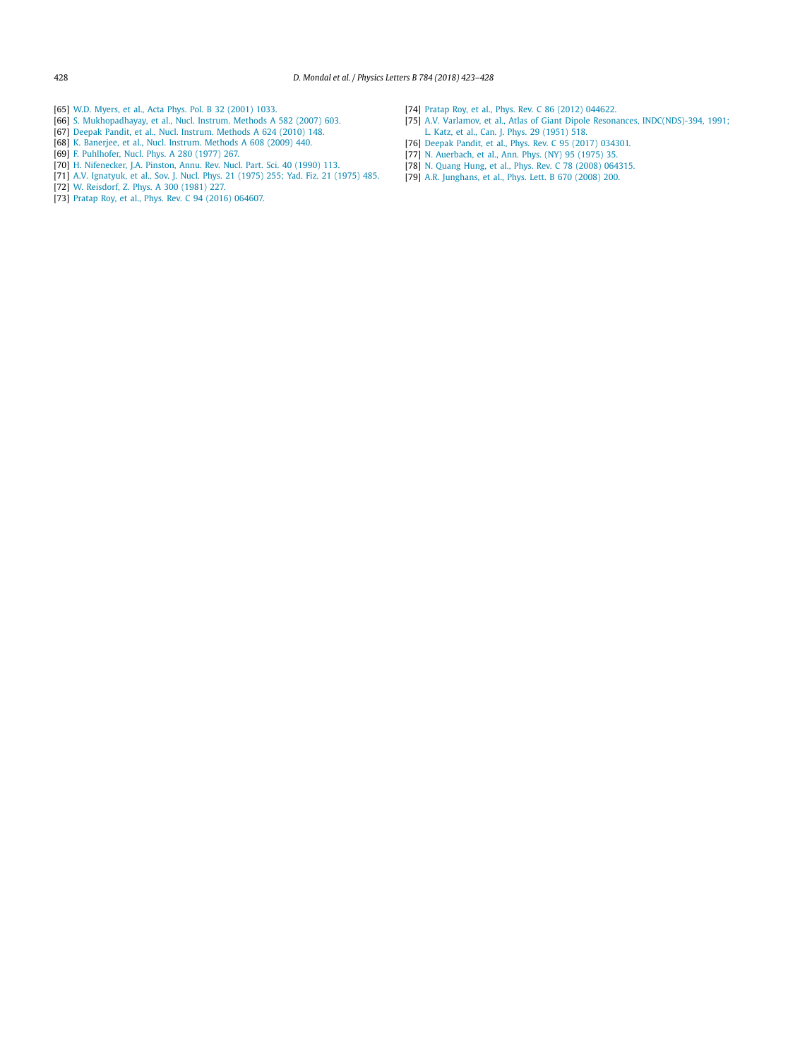[65] W.D. Myers, et al., Acta Phys. Pol. B 32 (2001) 1033.
[66] S. Mukhopadhayay, et al., Nucl. Instrum. Methods A 582 (2007) 603.
[67] Deepak Pandit, et al., Nucl. Instrum. Methods A 624 (2010) 148.
[68] K. Banerjee, et al., Nucl. Instrum. Methods A 608 (2009) 440.
[69] F. Puhlhofer, Nucl. Phys. A 280 (1977) 267.
[70] H. Nifenecker, J.A. Pinston, Annu. Rev. Nucl. Part. Sci. 40 (1990) 113.
[71] A.V. Ignatyuk, et al., Sov. J. Nucl. Phys. 21 (1975) 255; Yad. Fiz. 21 (1975) 485.
[72] W. Reisdorf, Z. Phys. A 300 (1981) 227.
[73] Pratap Roy, et al., Phys. Rev. C 94 (2016) 064607.
[74] Pratap Roy, et al., Phys. Rev. C 86 (2012) 044622.
[75] A.V. Varlamov, et al., Atlas of Giant Dipole Resonances, INDC(NDS)-394, 1991; L. Katz, et al., Can. J. Phys. 29 (1951) 518.
[76] Deepak Pandit, et al., Phys. Rev. C 95 (2017) 034301.
[77] N. Auerbach, et al., Ann. Phys. (NY) 95 (1975) 35.
[78] N. Quang Hung, et al., Phys. Rev. C 78 (2008) 064315.
[79] A.R. Junghans, et al., Phys. Lett. B 670 (2008) 200.